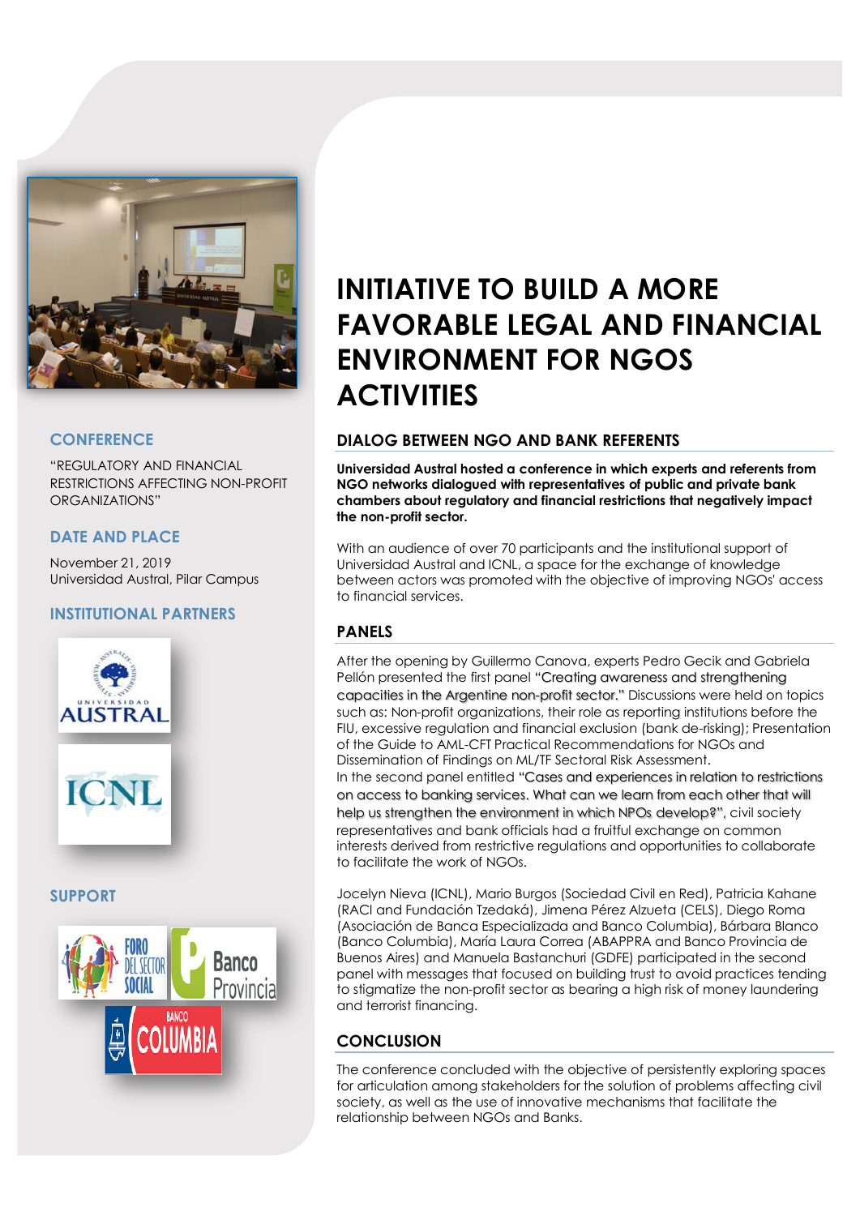# INITIATIVE TO BUILD A MORE FAVORABLE LEGAL AND FINANCIAL ENVIRONMENT FOR NGOS ACTIVITIES

### CONFERENCE

"REGULATORY AND FINANCIAL RESTRICTIONS AFFECTING NON-PROFIT ORGANIZATIONS"

### DATE AND PLACE

November 21, 2019
Universidad Austral, Pilar Campus

### INSTITUTIONAL PARTNERS

### SUPPORT

## DIALOG BETWEEN NGO AND BANK REFERENTS

**Universidad Austral hosted a conference in which experts and referents from NGO networks dialogued with representatives of public and private bank chambers about regulatory and financial restrictions that negatively impact the non-profit sector.**

With an audience of over 70 participants and the institutional support of Universidad Austral and ICNL, a space for the exchange of knowledge between actors was promoted with the objective of improving NGOs' access to financial services.

## PANELS

After the opening by Guillermo Canova, experts Pedro Gecik and Gabriela Pellón presented the first panel "Creating awareness and strengthening capacities in the Argentine non-profit sector." Discussions were held on topics such as: Non-profit organizations, their role as reporting institutions before the FIU, excessive regulation and financial exclusion (bank de-risking); Presentation of the Guide to AML-CFT Practical Recommendations for NGOs and Dissemination of Findings on ML/TF Sectoral Risk Assessment.
In the second panel entitled "Cases and experiences in relation to restrictions on access to banking services. What can we learn from each other that will help us strengthen the environment in which NPOs develop?", civil society representatives and bank officials had a fruitful exchange on common interests derived from restrictive regulations and opportunities to collaborate to facilitate the work of NGOs.

Jocelyn Nieva (ICNL), Mario Burgos (Sociedad Civil en Red), Patricia Kahane (RACI and Fundación Tzedaká), Jimena Pérez Alzueta (CELS), Diego Roma (Asociación de Banca Especializada and Banco Columbia), Bárbara Blanco (Banco Columbia), María Laura Correa (ABAPPRA and Banco Provincia de Buenos Aires) and Manuela Bastanchuri (GDFE) participated in the second panel with messages that focused on building trust to avoid practices tending to stigmatize the non-profit sector as bearing a high risk of money laundering and terrorist financing.

## CONCLUSION

The conference concluded with the objective of persistently exploring spaces for articulation among stakeholders for the solution of problems affecting civil society, as well as the use of innovative mechanisms that facilitate the relationship between NGOs and Banks.